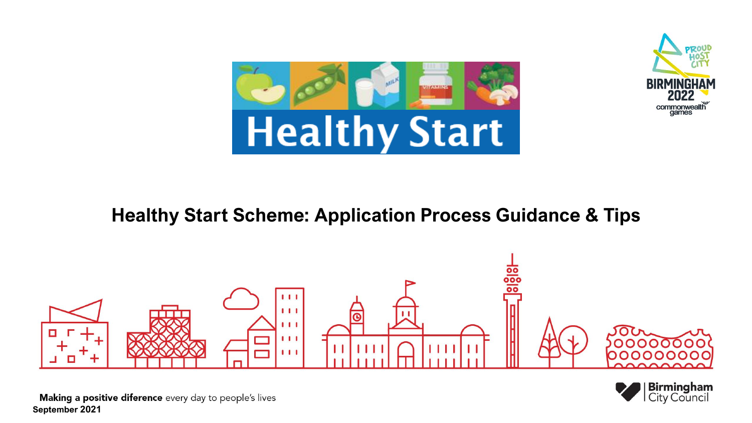Healthy Start

PROUD HOST CITY
BIRMINGHAM 2022
commonwealth games

# Healthy Start Scheme: Application Process Guidance & Tips

**Making a positive diference** every day to people's lives

**September 2021**

Birmingham City Council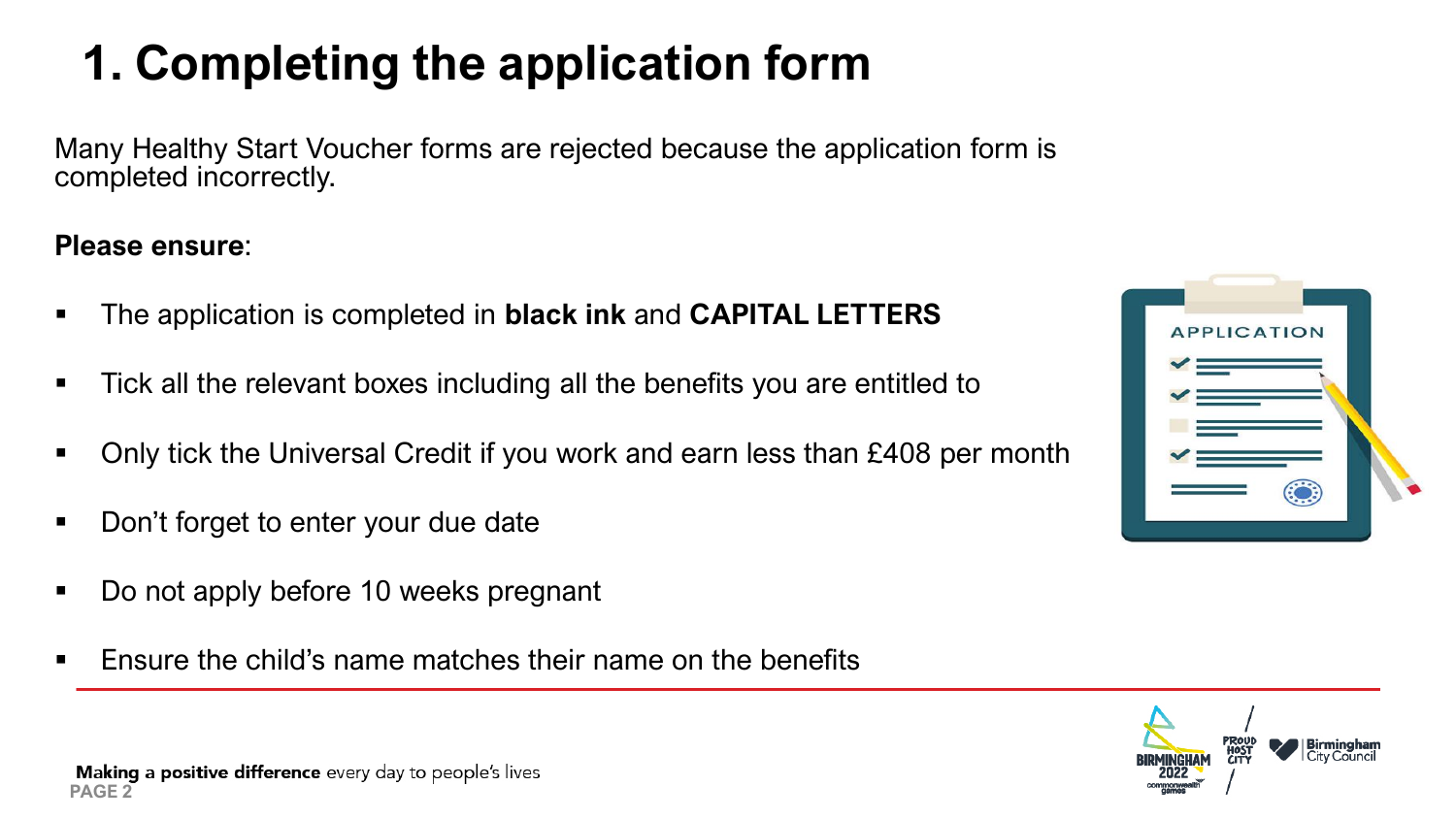# 1. Completing the application form

Many Healthy Start Voucher forms are rejected because the application form is completed incorrectly.

**Please ensure**:

- The application is completed in **black ink** and **CAPITAL LETTERS**
- Tick all the relevant boxes including all the benefits you are entitled to
- Only tick the Universal Credit if you work and earn less than £408 per month
- Don't forget to enter your due date
- Do not apply before 10 weeks pregnant
- Ensure the child's name matches their name on the benefits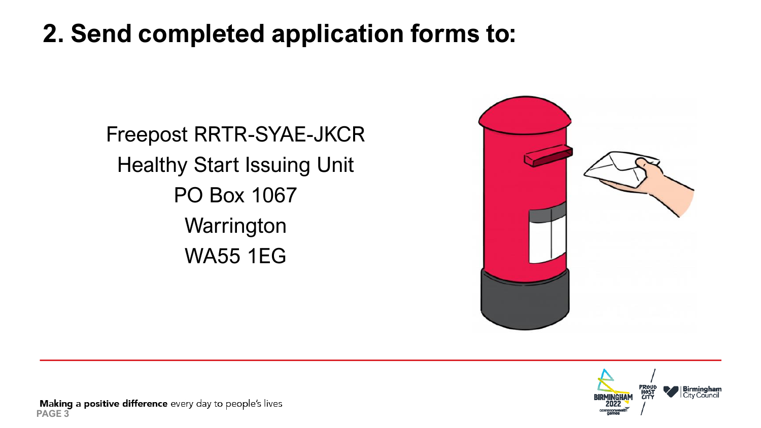## 2. Send completed application forms to:

Freepost RRTR-SYAE-JKCR
Healthy Start Issuing Unit
PO Box 1067
Warrington
WA55 1EG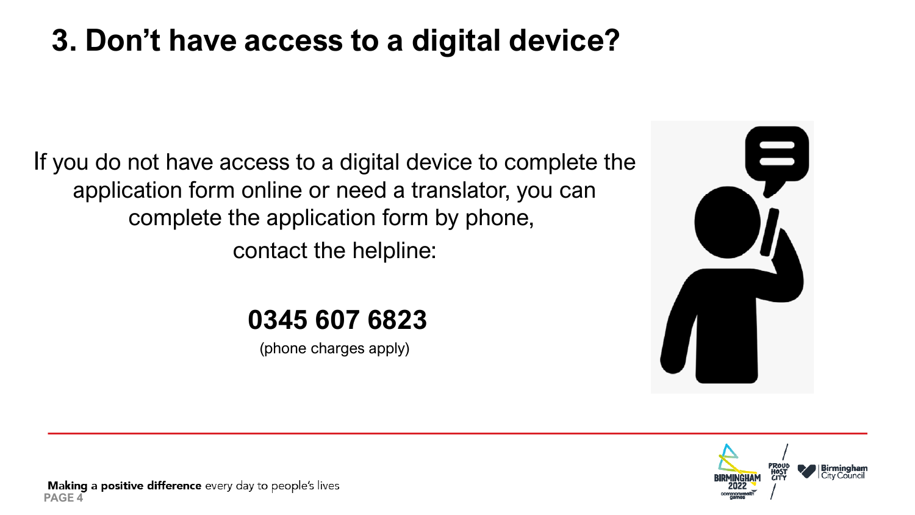# 3. Don't have access to a digital device?

If you do not have access to a digital device to complete the application form online or need a translator, you can complete the application form by phone, contact the helpline:

**0345 607 6823**

(phone charges apply)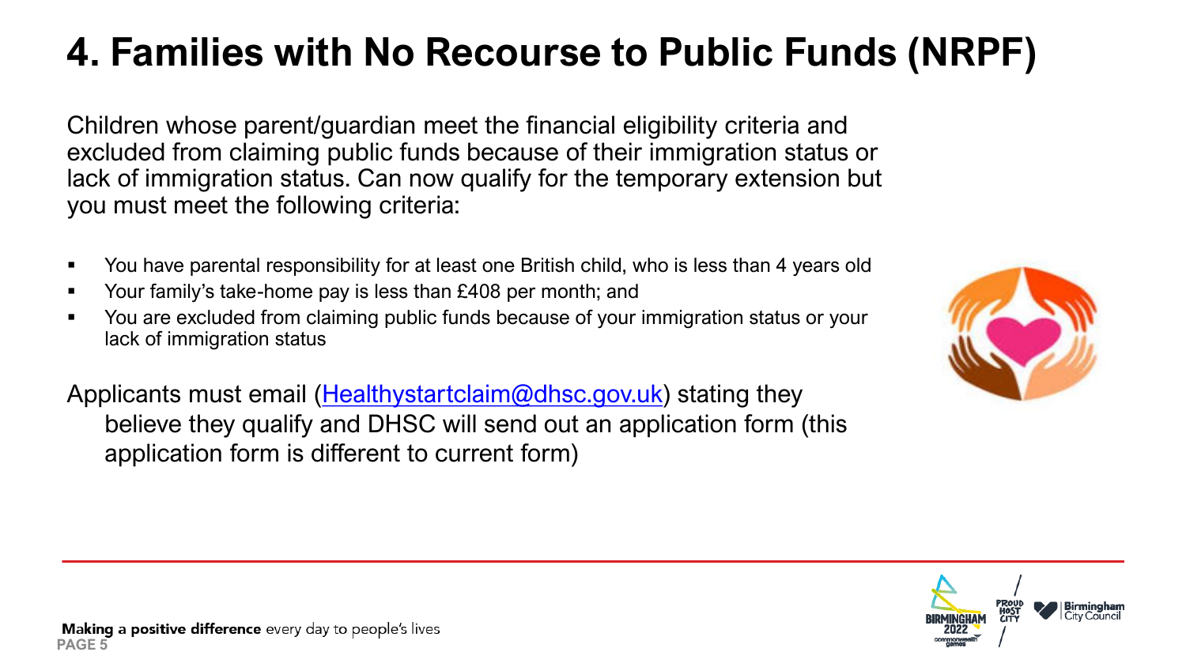# 4. Families with No Recourse to Public Funds (NRPF)

Children whose parent/guardian meet the financial eligibility criteria and excluded from claiming public funds because of their immigration status or lack of immigration status. Can now qualify for the temporary extension but you must meet the following criteria:

- You have parental responsibility for at least one British child, who is less than 4 years old
- Your family's take-home pay is less than £408 per month; and
- You are excluded from claiming public funds because of your immigration status or your lack of immigration status

Applicants must email (Healthystartclaim@dhsc.gov.uk) stating they believe they qualify and DHSC will send out an application form (this application form is different to current form)

**Making a positive difference** every day to people's lives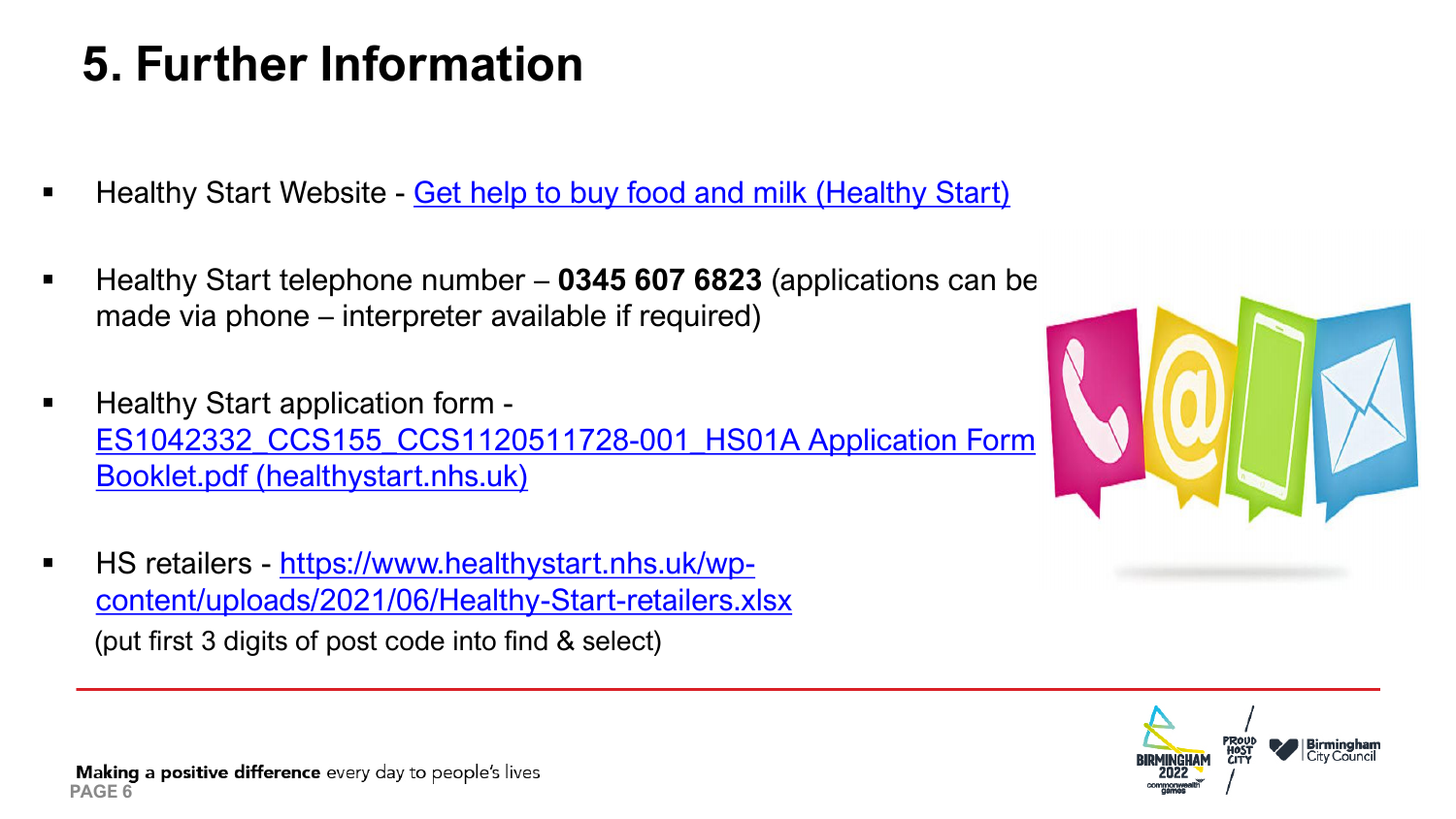# 5. Further Information

- Healthy Start Website - Get help to buy food and milk (Healthy Start)
- Healthy Start telephone number – **0345 607 6823** (applications can be made via phone – interpreter available if required)
- Healthy Start application form - ES1042332_CCS155_CCS1120511728-001_HS01A Application Form Booklet.pdf (healthystart.nhs.uk)
- HS retailers - https://www.healthystart.nhs.uk/wp-content/uploads/2021/06/Healthy-Start-retailers.xlsx
  (put first 3 digits of post code into find & select)

**Making a positive difference** every day to people's lives